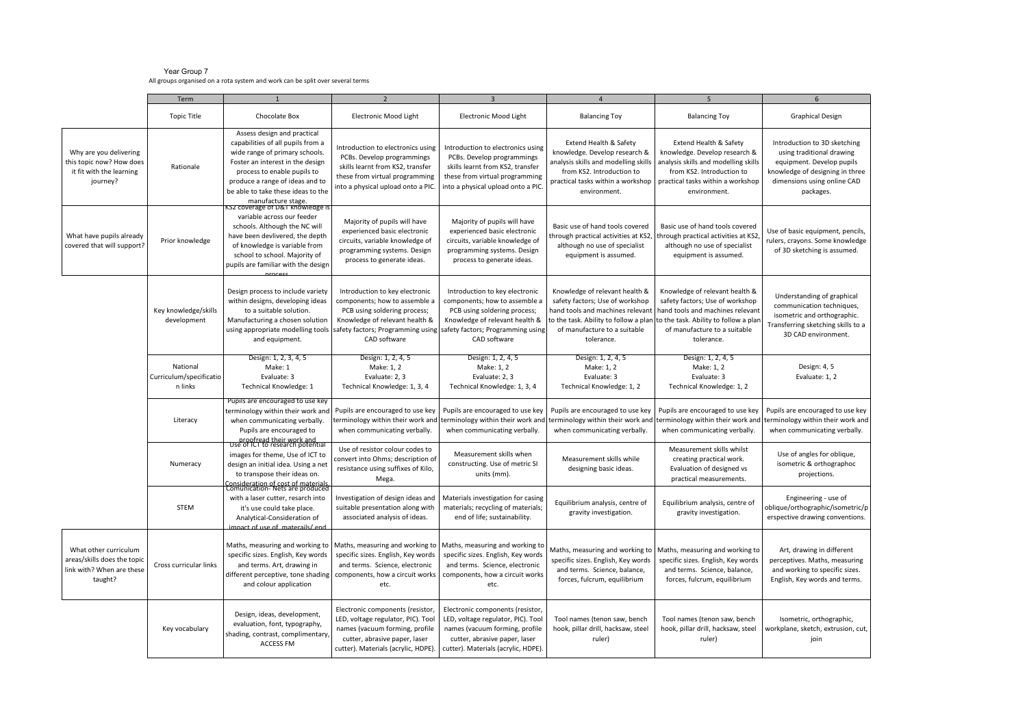Year Group 7

All groups organised on a rota system and work can be split over several terms

| | Term | 1 | 2 | 3 | 4 | 5 | 6 |
|---|---|---|---|---|---|---|---|
| | Topic Title | Chocolate Box | Electronic Mood Light | Electronic Mood Light | Balancing Toy | Balancing Toy | Graphical Design |
| Why are you delivering this topic now? How does it fit with the learning journey? | Rationale | Assess design and practical capabilities of all pupils from a wide range of primary schools. Foster an interest in the design process to enable pupils to produce a range of ideas and to be able to take these ideas to the manufacture stage. | Introduction to electronics using PCBs. Develop programmings skills learnt from KS2, transfer these from virtual programming into a physical upload onto a PIC. | Introduction to electronics using PCBs. Develop programmings skills learnt from KS2, transfer these from virtual programming into a physical upload onto a PIC. | Extend Health & Safety knowledge. Develop research & analysis skills and modelling skills from KS2. Introduction to practical tasks within a workshop environment. | Extend Health & Safety knowledge. Develop research & analysis skills and modelling skills from KS2. Introduction to practical tasks within a workshop environment. | Introduction to 3D sketching using traditional drawing equipment. Develop pupils knowledge of designing in three dimensions using online CAD packages. |
| What have pupils already covered that will support? | Prior knowledge | KS2 coverage of D&T knowledge is variable across our feeder schools. Although the NC will have been devlivered, the depth of knowledge is variable from school to school. Majority of pupils are familiar with the design process | Majority of pupils will have experienced basic electronic circuits, variable knowledge of programming systems. Design process to generate ideas. | Majority of pupils will have experienced basic electronic circuits, variable knowledge of programming systems. Design process to generate ideas. | Basic use of hand tools covered through practical activities at KS2, although no use of specialist equipment is assumed. | Basic use of hand tools covered through practical activities at KS2, although no use of specialist equipment is assumed. | Use of basic equipment, pencils, rulers, crayons. Some knowledge of 3D sketching is assumed. |
| | Key knowledge/skills development | Design process to include variety within designs, developing ideas to a suitable solution. Manufacturing a chosen solution using appropriate modelling tools and equipment. | Introduction to key electronic components; how to assemble a PCB using soldering process; Knowledge of relevant health & safety factors; Programming using CAD software | Introduction to key electronic components; how to assemble a PCB using soldering process; Knowledge of relevant health & safety factors; Programming using CAD software | Knowledge of relevant health & safety factors; Use of workshop hand tools and machines relevant to the task. Ability to follow a plan of manufacture to a suitable tolerance. | Knowledge of relevant health & safety factors; Use of workshop hand tools and machines relevant to the task. Ability to follow a plan of manufacture to a suitable tolerance. | Understanding of graphical communication techniques, isometric and orthographic. Transferring sketching skills to a 3D CAD environment. |
| | National Curriculum/specification links | Design: 1, 2, 3, 4, 5<br>Make: 1<br>Evaluate: 3<br>Technical Knowledge: 1 | Design: 1, 2, 4, 5<br>Make: 1, 2<br>Evaluate: 2, 3<br>Technical Knowledge: 1, 3, 4 | Design: 1, 2, 4, 5<br>Make: 1, 2<br>Evaluate: 2, 3<br>Technical Knowledge: 1, 3, 4 | Design: 1, 2, 4, 5<br>Make: 1, 2<br>Evaluate: 3<br>Technical Knowledge: 1, 2 | Design: 1, 2, 4, 5<br>Make: 1, 2<br>Evaluate: 3<br>Technical Knowledge: 1, 2 | Design: 4, 5<br>Evaluate: 1, 2 |
| | Literacy | Pupils are encouraged to use key terminology within their work and when communicating verbally. Pupils are encouraged to proofread their work and | Pupils are encouraged to use key terminology within their work and when communicating verbally. | Pupils are encouraged to use key terminology within their work and when communicating verbally. | Pupils are encouraged to use key terminology within their work and when communicating verbally. | Pupils are encouraged to use key terminology within their work and when communicating verbally. | Pupils are encouraged to use key terminology within their work and when communicating verbally. |
| | Numeracy | Use of ICT to research potential images for theme, Use of ICT to design an initial idea. Using a net to transpose their ideas on. Consideration of cost of materials. | Use of resistor colour codes to convert into Ohms; description of resistance using suffixes of Kilo, Mega. | Measurement skills when constructing. Use of metric SI units (mm). | Measurement skills while designing basic ideas. | Measurement skills whilst creating practical work. Evaluation of designed vs practical measurements. | Use of angles for oblique, isometric & orthographoc projections. |
| | STEM | Comunication- Nets are produced with a laser cutter, resarch into it's use could take place. Analytical-Consideration of impact of use of materails/ end | Investigation of design ideas and suitable presentation along with associated analysis of ideas. | Materials investigation for casing materials; recycling of materials; end of life; sustainability. | Equilibrium analysis, centre of gravity investigation. | Equilibrium analysis, centre of gravity investigation. | Engineering - use of oblique/orthographic/isometric/perspective drawing conventions. |
| What other curriculum areas/skills does the topic link with? When are these taught? | Cross curricular links | Maths, measuring and working to specific sizes. English, Key words and terms. Art, drawing in different perceptive, tone shading and colour application | Maths, measuring and working to specific sizes. English, Key words and terms. Science, electronic components, how a circuit works etc. | Maths, measuring and working to specific sizes. English, Key words and terms. Science, electronic components, how a circuit works etc. | Maths, measuring and working to specific sizes. English, Key words and terms. Science, balance, forces, fulcrum, equilibrium | Maths, measuring and working to specific sizes. English, Key words and terms. Science, balance, forces, fulcrum, equilibrium | Art, drawing in different perceptives. Maths, measuring and working to specific sizes. English, Key words and terms. |
| | Key vocabulary | Design, ideas, development, evaluation, font, typography, shading, contrast, complimentary, ACCESS FM | Electronic components (resistor, LED, voltage regulator, PIC). Tool names (vacuum forming, profile cutter, abrasive paper, laser cutter). Materials (acrylic, HDPE). | Electronic components (resistor, LED, voltage regulator, PIC). Tool names (vacuum forming, profile cutter, abrasive paper, laser cutter). Materials (acrylic, HDPE). | Tool names (tenon saw, bench hook, pillar drill, hacksaw, steel ruler) | Tool names (tenon saw, bench hook, pillar drill, hacksaw, steel ruler) | Isometric, orthographic, workplane, sketch, extrusion, cut, join |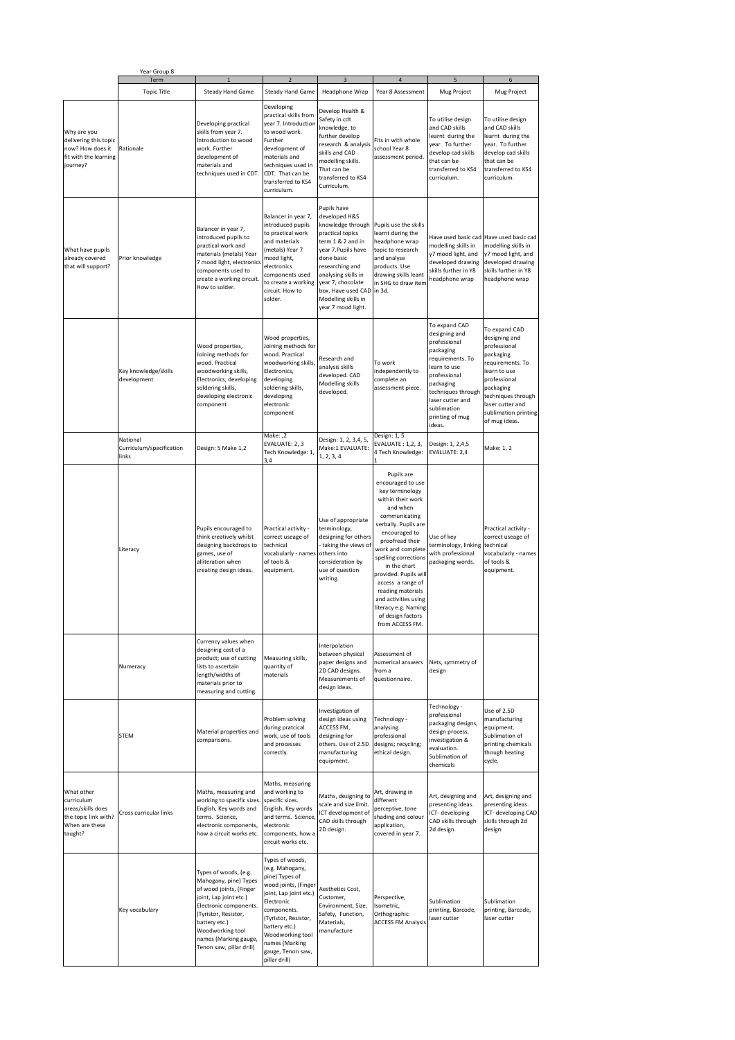| | Year Group 8 | | | | | | |
|---|---|---|---|---|---|---|---|
| | Term | 1 | 2 | 3 | 4 | 5 | 6 |
| | Topic Title | Steady Hand Game | Steady Hand Game | Headphone Wrap | Year 8 Assessment | Mug Project | Mug Project |
| Why are you delivering this topic now? How does it fit with the learning journey? | Rationale | Developing practical skills from year 7. Introduction to wood work. Further development of materials and techniques used in CDT. | Developing practical skills from year 7. Introduction to wood work. Further development of materials and techniques used in CDT. That can be transferred to KS4 curriculum. | Develop Health & Safety in cdt knowledge, to further develop research & analysis skills and CAD modelling skills. That can be transferred to KS4 Curriculum. | Fits in with whole school Year 8 assessment period. | To utilise design and CAD skills learnt during the year. To further develop cad skills that can be transferred to KS4 curriculum. | To utilise design and CAD skills learnt during the year. To further develop cad skills that can be transferred to KS4 curriculum. |
| What have pupils already covered that will support? | Prior knowledge | Balancer in year 7, introduced pupils to practical work and materials (metals) Year 7 mood light, electronics components used to create a working circuit. How to solder. | Balancer in year 7, introduced pupils to practical work and materials (metals) Year 7 mood light, electronics components used to create a working circuit. How to solder. | Pupils have developed H&S knowledge through practical topics term 1 & 2 and in year 7.Pupils have done basic researching and analysing skills in year 7, chocolate box. Have used CAD Modelling skills in year 7 mood light. | Pupils use the skills learnt during the headphone wrap topic to research and analyse products. Use drawing skills leant in SHG to draw item in 3d. | Have used basic cad modelling skills in y7 mood light, and developed drawing skills further in Y8 headphone wrap | Have used basic cad modelling skills in y7 mood light, and developed drawing skills further in Y8 headphone wrap |
| | Key knowledge/skills development | Wood properties, Joining methods for wood. Practical woodworking skills, Electronics, developing soldering skills, developing electronic component | Wood properties, Joining methods for wood. Practical woodworking skills, Electronics, developing soldering skills, developing electronic component | Research and analysis skills developed. CAD Modelling skills developed. | To work independently to complete an assessment piece. | To expand CAD designing and professional packaging requirements. To learn to use professional packaging techniques through laser cutter and sublimation printing of mug ideas. | To expand CAD designing and professional packaging requirements. To learn to use professional packaging techniques through laser cutter and sublimation printing of mug ideas. |
| | National Curriculum/specification links | Design: 5 Make 1,2 | Make: ,2 EVALUATE: 2, 3 Tech Knowledge: 1, 3,4 | Design: 1, 2, 3,4, 5, Make:1 EVALUATE: 1, 2, 3, 4 | Design: 1, 5 EVALUATE : 1,2, 3, 4 Tech Knowledge: 1 | Design: 1, 2,4,5 EVALUATE: 2,4 | Make: 1, 2 |
| | Literacy | Pupils encouraged to think creatively whilst designing backdrops to games, use of alliteration when creating design ideas. | Practical activity - correct useage of technical vocabulary - names of tools & equipment. | Use of appropriate terminology, designing for others - taking the views of others into consideration by use of question writing. | Pupils are encouraged to use key terminology within their work and when communicating verbally. Pupils are encouraged to proofread their work and complete spelling corrections in the chart provided. Pupils will access a range of reading materials and activities using literacy e.g. Naming of design factors from ACCESS FM. | Use of key terminology, linking with professional packaging words. | Practical activity - correct useage of technical vocabulary - names of tools & equipment. |
| | Numeracy | Currency values when designing cost of a product; use of cutting lists to ascertain length/widths of materials prior to measuring and cutting. | Measuring skills, quantity of materials | Interpolation between physical paper designs and 2D CAD designs. Measurements of design ideas. | Assessment of numerical answers from a questionnaire. | Nets, symmetry of design | |
| | STEM | Material properties and comparisons. | Problem solving during pratcical work, use of tools and processes correctly. | Investigation of design ideas using ACCESS FM, designing for others. Use of 2.5D manufacturing equipment. | Technology - analysing professional designs; recycling; ethical design. | Technology - professional packaging designs, design process, investigation & evaluation. Sublimation of chemicals | Use of 2.5D manufacturing equipment. Sublimation of printing chemicals though heating cycle. |
| What other curriculum areas/skills does the topic link with? When are these taught? | Cross curricular links | Maths, measuring and working to specific sizes. English, Key words and terms. Science, electronic components, how a circuit works etc. | Maths, measuring and working to specific sizes. English, Key words and terms. Science, electronic components, how a circuit works etc. | Maths, designing to scale and size limit. ICT development of CAD skills through 2D design. | Art, drawing in different perceptive, tone shading and colour application, covered in year 7. | Art, designing and presenting ideas. ICT- developing CAD skills through 2d design. | Art, designing and presenting ideas. ICT- developing CAD skills through 2d design. |
| | Key vocabulary | Types of woods, (e.g. Mahogany, pine) Types of wood joints, (Finger joint, Lap joint etc.) Electronic components. (Tyristor, Resistor, battery etc.) Woodworking tool names (Marking gauge, Tenon saw, pillar drill) | Types of woods, (e.g. Mahogany, pine) Types of wood joints, (Finger joint, Lap joint etc.) Electronic components. (Tyristor, Resistor, battery etc.) Woodworking tool names (Marking gauge, Tenon saw, pillar drill) | Aesthetics Cost, Customer, Environment, Size, Safety, Function, Materials, manufacture | Perspective, Isometric, Orthographic ACCESS FM Analysis | Sublimation printing, Barcode, laser cutter | Sublimation printing, Barcode, laser cutter |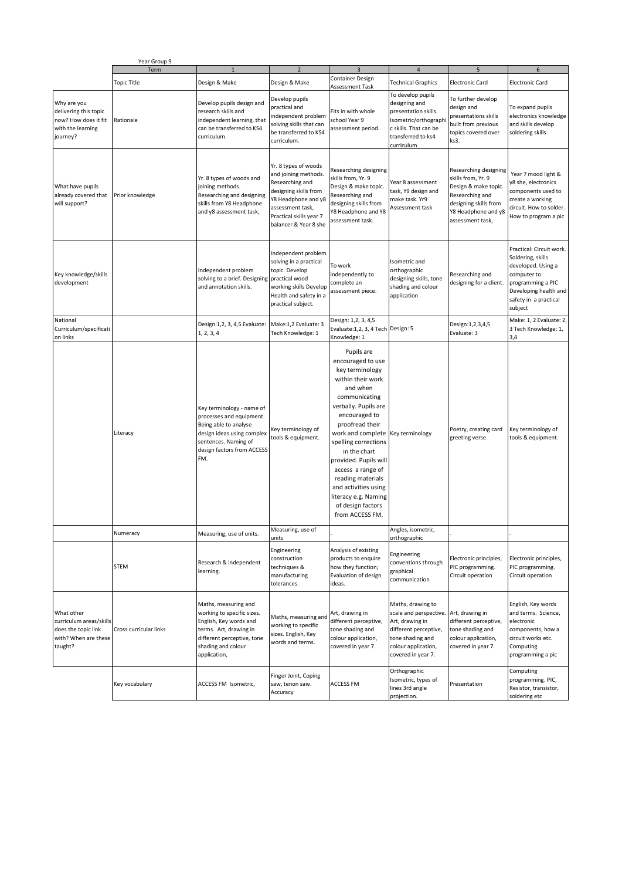Year Group 9

| | Term | 1 | 2 | 3 | 4 | 5 | 6 |
|---|---|---|---|---|---|---|---|
| | Topic Title | Design & Make | Design & Make | Container Design Assessment Task | Technical Graphics | Electronic Card | Electronic Card |
| Why are you delivering this topic now? How does it fit with the learning journey? | Rationale | Develop pupils design and research skills and independent learning, that can be transferred to KS4 curriculum. | Develop pupils practical and independent problem solving skills that can be transferred to KS4 curriculum. | Fits in with whole school Year 9 assessment period. | To develop pupils designing and presentation skills. Isometric/orthographic skills. That can be transferred to ks4 curriculum | To further develop design and presentations skills built from previous topics covered over ks3. | To expand pupils electronics knowledge and skills develop soldering skills |
| What have pupils already covered that will support? | Prior knowledge | Yr. 8 types of woods and joining methods. Researching and designing skills from Y8 Headphone and y8 assessment task, | Yr. 8 types of woods and joining methods. Researching and designing skills from Y8 Headphone and y8 assessment task, Practical skills year 7 balancer & Year 8 she | Researching designing skills from, Yr. 9 Design & make topic. Researching and designing skills from Y8 Headphone and Y8 assessment task. | Year 8 assessment task, Y9 design and make task. Yr9 Assessment task | Researching designing skills from, Yr. 9 Design & make topic. Researching and designing skills from Y8 Headphone and y8 assessment task, | Year 7 mood light & y8 she, electronics components used to create a working circuit. How to solder. How to program a pic |
| Key knowledge/skills development | | Independent problem solving to a brief. Designing and annotation skills. | Independent problem solving in a practical topic. Develop practical wood working skills Develop Health and safety in a practical subject. | To work independently to complete an assessment piece. | Isometric and orthographic designing skills, tone shading and colour application | Researching and designing for a client. | Practical: Circuit work. Soldering, skills developed. Using a computer to programming a PIC Developing health and safety in a practical subject |
| National Curriculum/specification links | | Design:1,2, 3, 4,5 Evaluate: 1, 2, 3, 4 | Make:1,2 Evaluate: 3 Tech Knowledge: 1 | Design: 1, 2, 3, 4,5 Evaluate:1,2, 3, 4 Tech Knowledge: 1 | Design: 5 | Design:1,2,3,4,5 Evaluate: 3 | Make: 1, 2 Evaluate: 2, 3 Tech Knowledge: 1, 3,4 |
| | Literacy | Key terminology - name of processes and equipment. Being able to analyse design ideas using complex sentences. Naming of design factors from ACCESS FM. | Key terminology of tools & equipment. | Pupils are encouraged to use key terminology within their work and when communicating verbally. Pupils are encouraged to proofread their work and complete spelling corrections in the chart provided. Pupils will access a range of reading materials and activities using literacy e.g. Naming of design factors from ACCESS FM. | Key terminology | Poetry, creating card greeting verse. | Key terminology of tools & equipment. |
| | Numeracy | Measuring, use of units. | Measuring, use of units | - | Angles, isometric, orthographic | - | - |
| | STEM | Research & independent learning. | Engineering construction techniques & manufacturing tolerances. | Analysis of existing products to enquire how they function; Evaluation of design ideas. | Engineering conventions through graphical communication | Electronic principles, PIC programming. Circuit operation | Electronic principles, PIC programming. Circuit operation |
| What other curriculum areas/skills does the topic link with? When are these taught? | Cross curricular links | Maths, measuring and working to specific sizes. English, Key words and terms. Art, drawing in different perceptive, tone shading and colour application, | Maths, measuring and working to specific sizes. English, Key words and terms. | Art, drawing in different perceptive, tone shading and colour application, covered in year 7. | Maths, drawing to scale and perspective. Art, drawing in different perceptive, tone shading and colour application, covered in year 7. | Art, drawing in different perceptive, tone shading and colour application, covered in year 7. | English, Key words and terms. Science, electronic components, how a circuit works etc. Computing programming a pic |
| | Key vocabulary | ACCESS FM Isometric, | Finger Joint, Coping saw, tenon saw. Accuracy | ACCESS FM | Orthographic Isometric, types of lines 3rd angle projection. | Presentation | Computing programming. PIC, Resistor, transistor, soldering etc |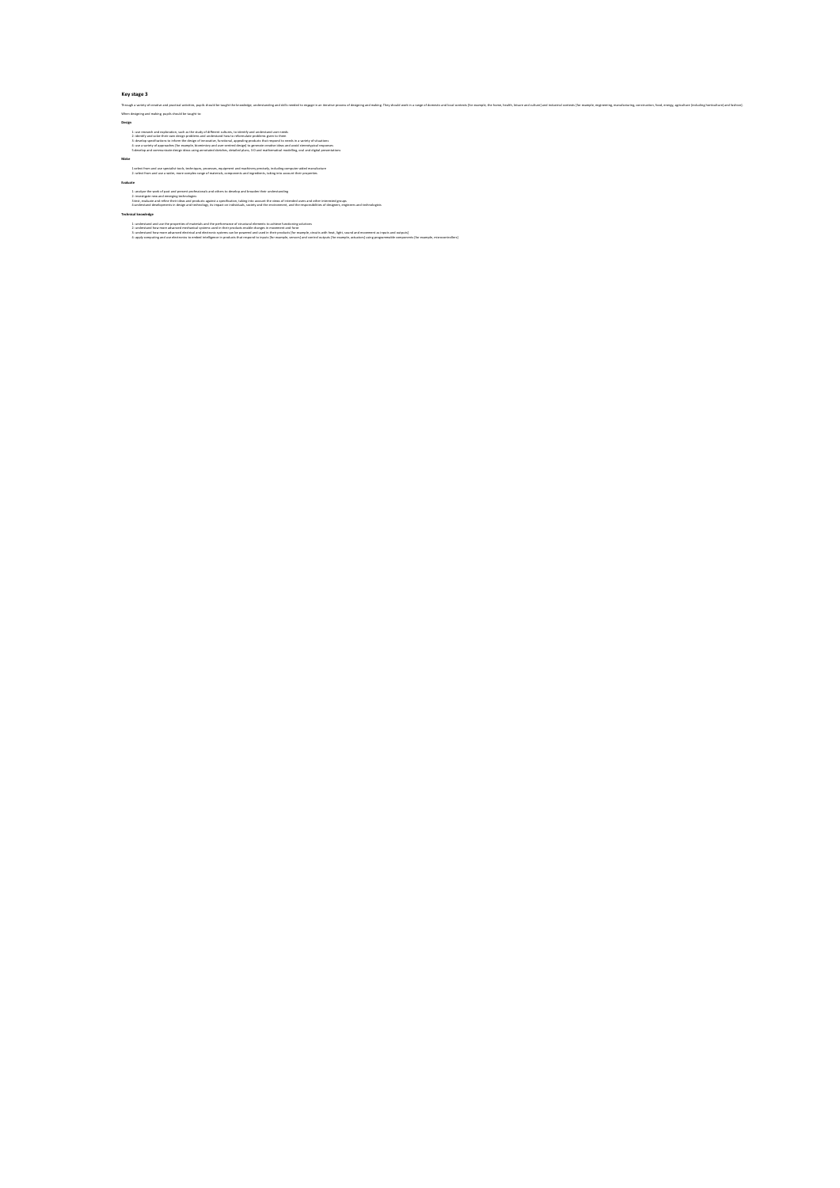## Key stage 3

Through a variety of creative and practical activities, pupils should be taught the knowledge, understanding and skills needed to engage in an iterative process of designing and making. They should work in a range of domestic and local contexts [for example, the home, health, leisure and culture] and industrial contexts [for example, engineering, manufacturing, construction, food, energy, agriculture (including horticulture) and fashion].

When designing and making, pupils should be taught to:

**Design**

1- use research and exploration, such as the study of different cultures, to identify and understand user needs
2- identify and solve their own design problems and understand how to reformulate problems given to them
3- develop specifications to inform the design of innovative, functional, appealing products that respond to needs in a variety of situations
4- use a variety of approaches [for example, biomimicry and user-centred design] to generate creative ideas and avoid stereotypical responses
5-develop and communicate design ideas using annotated sketches, detailed plans, 3-D and mathematical modelling, oral and digital presentations

**Make**

1-select from and use specialist tools, techniques, processes, equipment and machinery precisely, including computer-aided manufacture
2- select from and use a wider, more complex range of materials, components and ingredients, taking into account their properties

**Evaluate**

1- analyse the work of past and present professionals and others to develop and broaden their understanding
2- investigate new and emerging technologies
3-test, evaluate and refine their ideas and products against a specification, taking into account the views of intended users and other interested groups
4-understand developments in design and technology, its impact on individuals, society and the environment, and the responsibilities of designers, engineers and technologists

**Technical knowledge**

1- understand and use the properties of materials and the performance of structural elements to achieve functioning solutions
2- understand how more advanced mechanical systems used in their products enable changes in movement and force
3- understand how more advanced electrical and electronic systems can be powered and used in their products [for example, circuits with heat, light, sound and movement as inputs and outputs]
4- apply computing and use electronics to embed intelligence in products that respond to inputs [for example, sensors] and control outputs [for example, actuators] using programmable components [for example, microcontrollers]